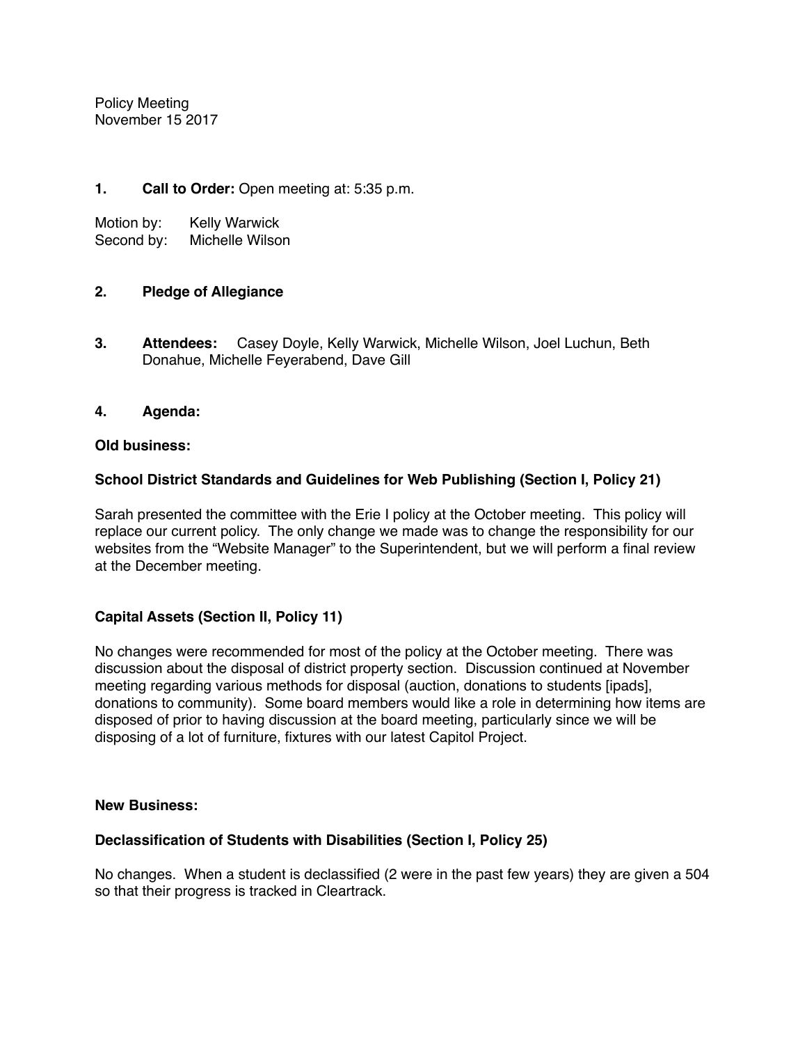Policy Meeting
November 15 2017

**1. Call to Order:** Open meeting at: 5:35 p.m.

Motion by: Kelly Warwick
Second by: Michelle Wilson

**2. Pledge of Allegiance**

**3. Attendees:** Casey Doyle, Kelly Warwick, Michelle Wilson, Joel Luchun, Beth Donahue, Michelle Feyerabend, Dave Gill

**4. Agenda:**

**Old business:**

**School District Standards and Guidelines for Web Publishing (Section I, Policy 21)**

Sarah presented the committee with the Erie I policy at the October meeting. This policy will replace our current policy. The only change we made was to change the responsibility for our websites from the "Website Manager" to the Superintendent, but we will perform a final review at the December meeting.

**Capital Assets (Section II, Policy 11)**

No changes were recommended for most of the policy at the October meeting. There was discussion about the disposal of district property section. Discussion continued at November meeting regarding various methods for disposal (auction, donations to students [ipads], donations to community). Some board members would like a role in determining how items are disposed of prior to having discussion at the board meeting, particularly since we will be disposing of a lot of furniture, fixtures with our latest Capitol Project.

**New Business:**

**Declassification of Students with Disabilities (Section I, Policy 25)**

No changes. When a student is declassified (2 were in the past few years) they are given a 504 so that their progress is tracked in Cleartrack.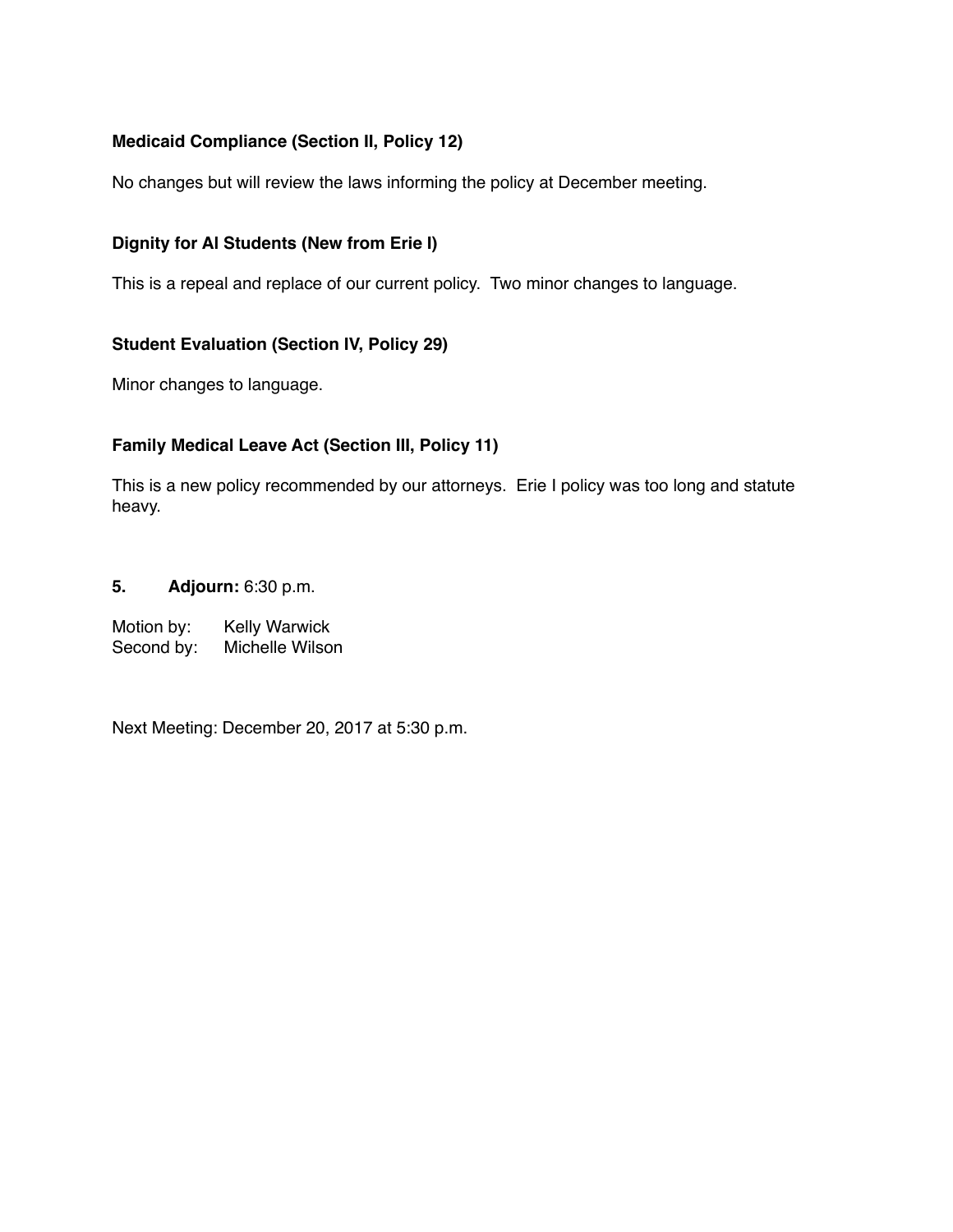**Medicaid Compliance (Section II, Policy 12)**

No changes but will review the laws informing the policy at December meeting.

**Dignity for Al Students (New from Erie I)**

This is a repeal and replace of our current policy. Two minor changes to language.

**Student Evaluation (Section IV, Policy 29)**

Minor changes to language.

**Family Medical Leave Act (Section III, Policy 11)**

This is a new policy recommended by our attorneys. Erie I policy was too long and statute heavy.

**5. Adjourn:** 6:30 p.m.

Motion by: Kelly Warwick
Second by: Michelle Wilson

Next Meeting: December 20, 2017 at 5:30 p.m.